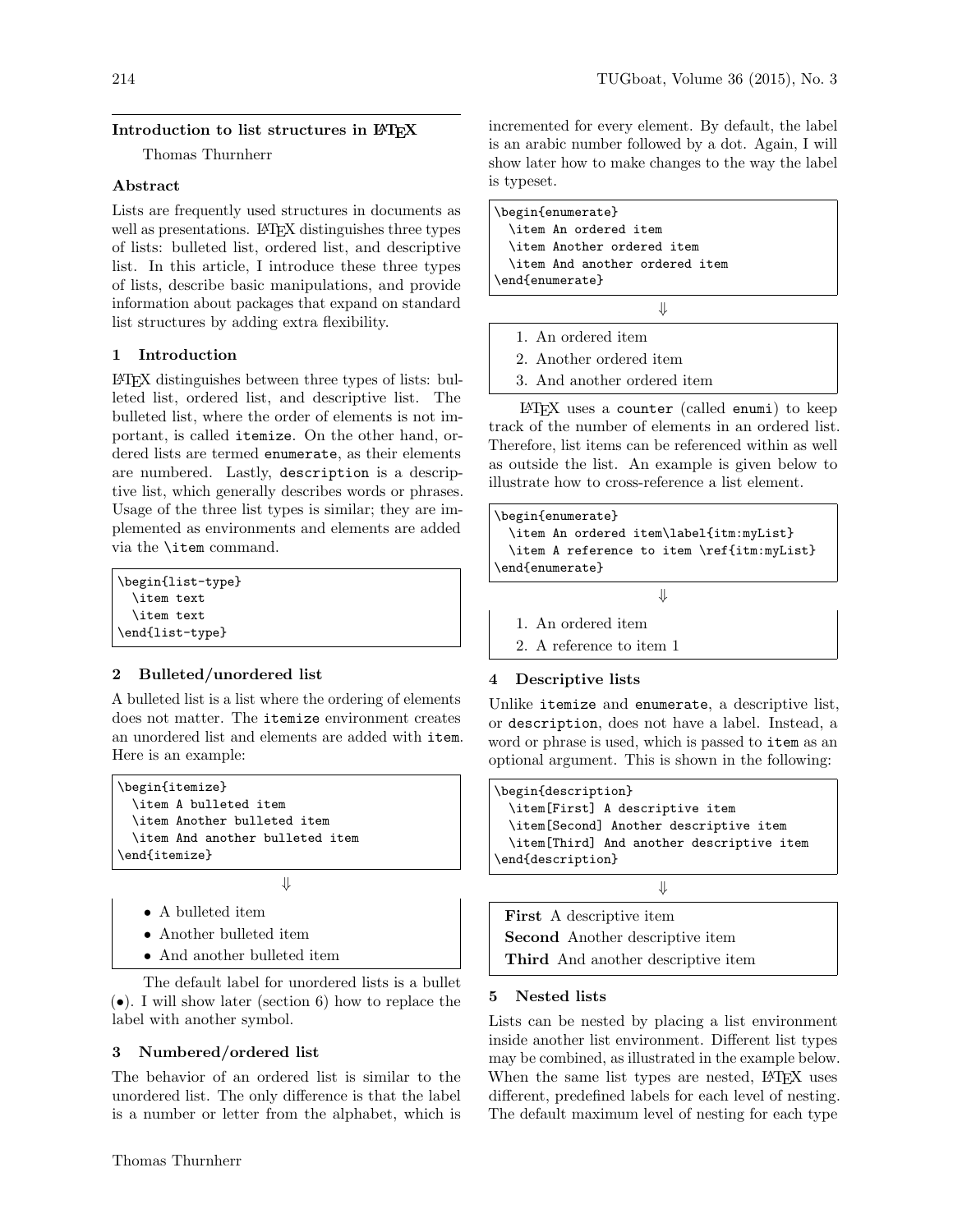## Introduction to list structures in LaTeX

Thomas Thurnherr

### Abstract

Lists are frequently used structures in documents as well as presentations. LaTeX distinguishes three types of lists: bulleted list, ordered list, and descriptive list. In this article, I introduce these three types of lists, describe basic manipulations, and provide information about packages that expand on standard list structures by adding extra flexibility.

### 1 Introduction

LaTeX distinguishes between three types of lists: bulleted list, ordered list, and descriptive list. The bulleted list, where the order of elements is not important, is called `itemize`. On the other hand, ordered lists are termed `enumerate`, as their elements are numbered. Lastly, `description` is a descriptive list, which generally describes words or phrases. Usage of the three list types is similar; they are implemented as environments and elements are added via the `\item` command.

```
\begin{list-type}
  \item text
  \item text
\end{list-type}
```

### 2 Bulleted/unordered list

A bulleted list is a list where the ordering of elements does not matter. The `itemize` environment creates an unordered list and elements are added with `item`. Here is an example:

```
\begin{itemize}
  \item A bulleted item
  \item Another bulleted item
  \item And another bulleted item
\end{itemize}
```

⇓

- A bulleted item
- Another bulleted item
- And another bulleted item

The default label for unordered lists is a bullet (•). I will show later (section 6) how to replace the label with another symbol.

### 3 Numbered/ordered list

The behavior of an ordered list is similar to the unordered list. The only difference is that the label is a number or letter from the alphabet, which is incremented for every element. By default, the label is an arabic number followed by a dot. Again, I will show later how to make changes to the way the label is typeset.

```
\begin{enumerate}
  \item An ordered item
  \item Another ordered item
  \item And another ordered item
\end{enumerate}
```

⇓

1. An ordered item
2. Another ordered item
3. And another ordered item

LaTeX uses a `counter` (called `enumi`) to keep track of the number of elements in an ordered list. Therefore, list items can be referenced within as well as outside the list. An example is given below to illustrate how to cross-reference a list element.

```
\begin{enumerate}
  \item An ordered item\label{itm:myList}
  \item A reference to item \ref{itm:myList}
\end{enumerate}
```

⇓

1. An ordered item
2. A reference to item 1

### 4 Descriptive lists

Unlike `itemize` and `enumerate`, a descriptive list, or `description`, does not have a label. Instead, a word or phrase is used, which is passed to `item` as an optional argument. This is shown in the following:

```
\begin{description}
  \item[First] A descriptive item
  \item[Second] Another descriptive item
  \item[Third] And another descriptive item
\end{description}
```

⇓

**First** A descriptive item
**Second** Another descriptive item
**Third** And another descriptive item

### 5 Nested lists

Lists can be nested by placing a list environment inside another list environment. Different list types may be combined, as illustrated in the example below. When the same list types are nested, LaTeX uses different, predefined labels for each level of nesting. The default maximum level of nesting for each type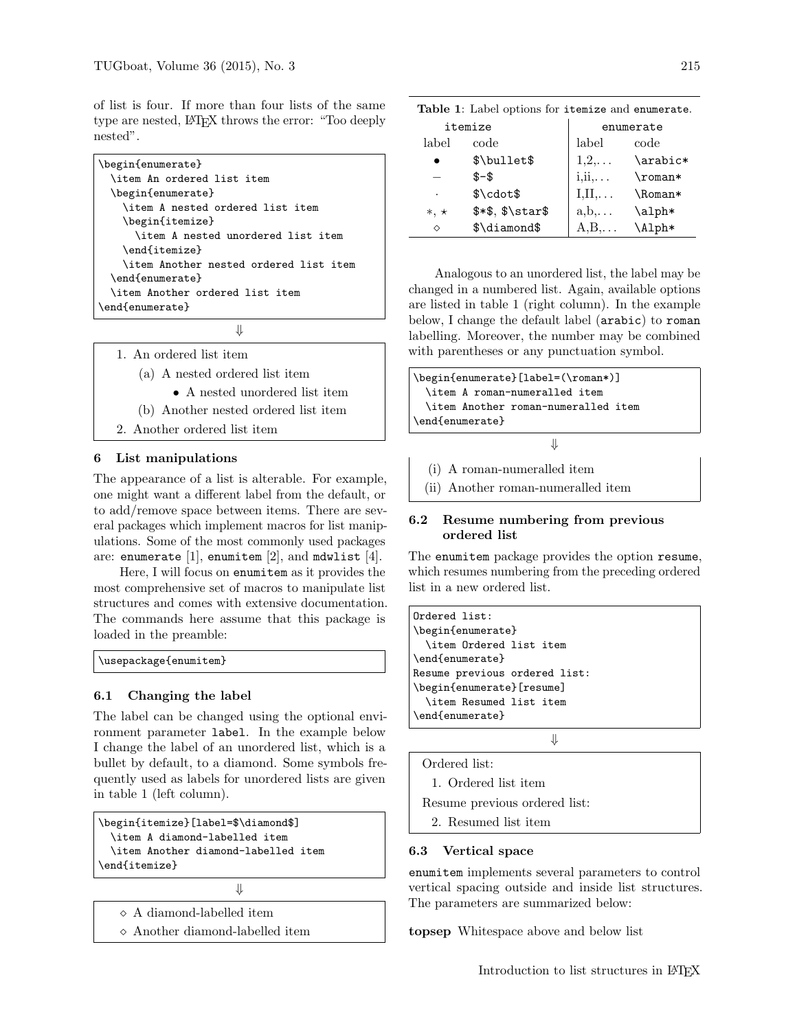of list is four. If more than four lists of the same type are nested, LaTeX throws the error: "Too deeply nested".

```
\begin{enumerate}
  \item An ordered list item
  \begin{enumerate}
    \item A nested ordered list item
    \begin{itemize}
      \item A nested unordered list item
    \end{itemize}
    \item Another nested ordered list item
  \end{enumerate}
  \item Another ordered list item
\end{enumerate}
```

⇓

1. An ordered list item
   (a) A nested ordered list item
      • A nested unordered list item
   (b) Another nested ordered list item
2. Another ordered list item

## 6 List manipulations

The appearance of a list is alterable. For example, one might want a different label from the default, or to add/remove space between items. There are several packages which implement macros for list manipulations. Some of the most commonly used packages are: `enumerate` [1], `enumitem` [2], and `mdwlist` [4].

Here, I will focus on `enumitem` as it provides the most comprehensive set of macros to manipulate list structures and comes with extensive documentation. The commands here assume that this package is loaded in the preamble:

```
\usepackage{enumitem}
```

### 6.1 Changing the label

The label can be changed using the optional environment parameter `label`. In the example below I change the label of an unordered list, which is a bullet by default, to a diamond. Some symbols frequently used as labels for unordered lists are given in table 1 (left column).

```
\begin{itemize}[label=$\diamond$]
  \item A diamond-labelled item
  \item Another diamond-labelled item
\end{itemize}
```

⇓

◇ A diamond-labelled item
◇ Another diamond-labelled item

**Table 1**: Label options for `itemize` and `enumerate`.

| itemize | | enumerate | |
|---|---|---|---|
| label | code | label | code |
| • | `$\bullet$` | 1,2,... | `\arabic*` |
| – | `$-$` | i,ii,... | `\roman*` |
| · | `$\cdot$` | I,II,... | `\Roman*` |
| $*$, ⋆ | `$*$, $\star$` | a,b,... | `\alph*` |
| ◇ | `$\diamond$` | A,B,... | `\Alph*` |

Analogous to an unordered list, the label may be changed in a numbered list. Again, available options are listed in table 1 (right column). In the example below, I change the default label (`arabic`) to `roman` labelling. Moreover, the number may be combined with parentheses or any punctuation symbol.

```
\begin{enumerate}[label=(\roman*)]
  \item A roman-numeralled item
  \item Another roman-numeralled item
\end{enumerate}
```

⇓

(i) A roman-numeralled item
(ii) Another roman-numeralled item

### 6.2 Resume numbering from previous ordered list

The `enumitem` package provides the option `resume`, which resumes numbering from the preceding ordered list in a new ordered list.

```
Ordered list:
\begin{enumerate}
  \item Ordered list item
\end{enumerate}
Resume previous ordered list:
\begin{enumerate}[resume]
  \item Resumed list item
\end{enumerate}
```

⇓

Ordered list:

1. Ordered list item

Resume previous ordered list:

2. Resumed list item

### 6.3 Vertical space

`enumitem` implements several parameters to control vertical spacing outside and inside list structures. The parameters are summarized below:

**topsep** Whitespace above and below list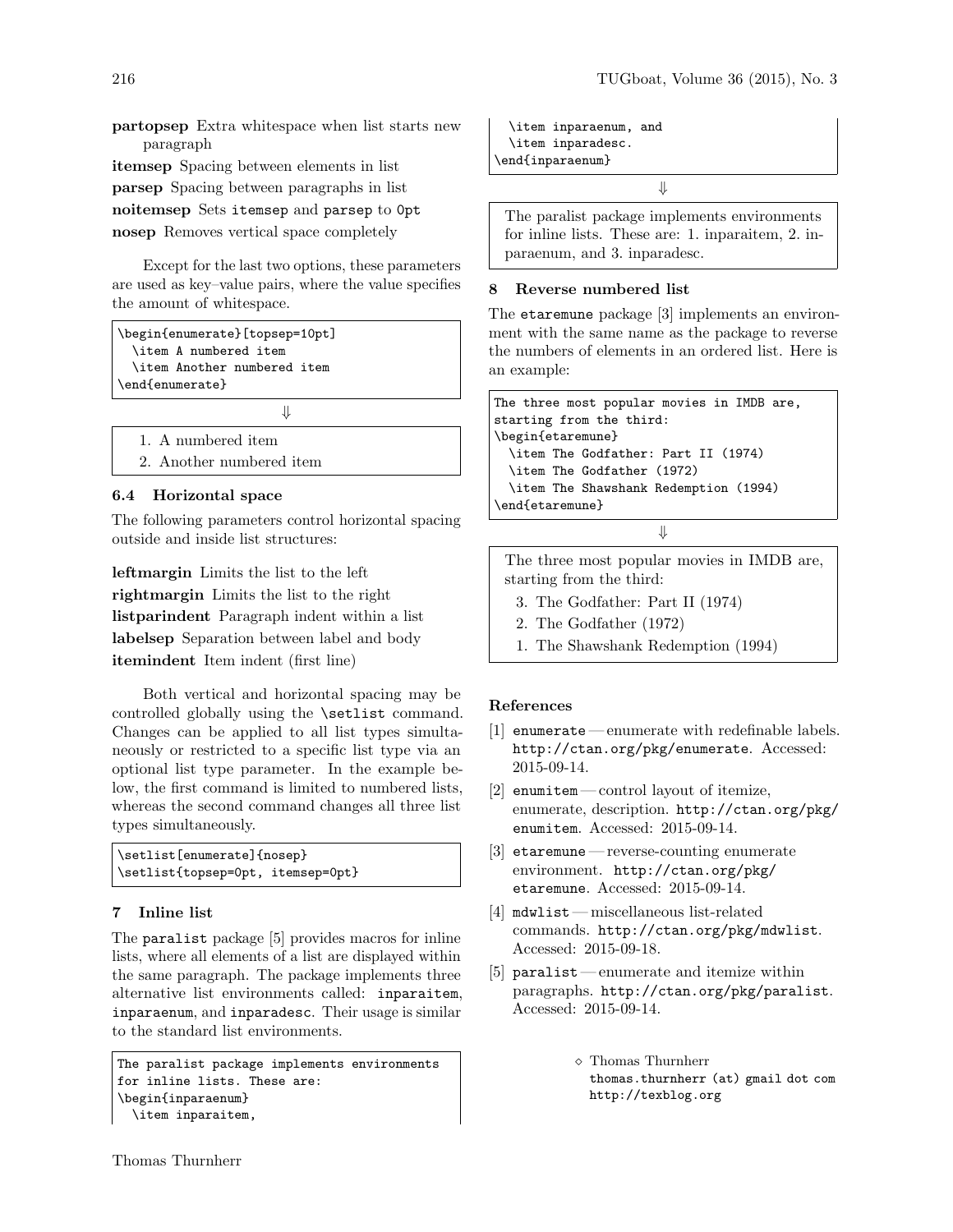**partopsep** Extra whitespace when list starts new paragraph

**itemsep** Spacing between elements in list

**parsep** Spacing between paragraphs in list

**noitemsep** Sets `itemsep` and `parsep` to `0pt`

**nosep** Removes vertical space completely

Except for the last two options, these parameters are used as key–value pairs, where the value specifies the amount of whitespace.

```
\begin{enumerate}[topsep=10pt]
  \item A numbered item
  \item Another numbered item
\end{enumerate}
```

⇓

1. A numbered item
2. Another numbered item

### 6.4 Horizontal space

The following parameters control horizontal spacing outside and inside list structures:

**leftmargin** Limits the list to the left

**rightmargin** Limits the list to the right

**listparindent** Paragraph indent within a list

**labelsep** Separation between label and body

**itemindent** Item indent (first line)

Both vertical and horizontal spacing may be controlled globally using the `\setlist` command. Changes can be applied to all list types simultaneously or restricted to a specific list type via an optional list type parameter. In the example below, the first command is limited to numbered lists, whereas the second command changes all three list types simultaneously.

```
\setlist[enumerate]{nosep}
\setlist{topsep=0pt, itemsep=0pt}
```

## 7 Inline list

The `paralist` package [5] provides macros for inline lists, where all elements of a list are displayed within the same paragraph. The package implements three alternative list environments called: `inparaitem`, `inparaenum`, and `inparadesc`. Their usage is similar to the standard list environments.

```
The paralist package implements environments
for inline lists. These are:
\begin{inparaenum}
  \item inparaitem,
  \item inparaenum, and
  \item inparadesc.
\end{inparaenum}
```

⇓

The paralist package implements environments for inline lists. These are: 1. inparaitem, 2. inparaenum, and 3. inparadesc.

## 8 Reverse numbered list

The `etaremune` package [3] implements an environment with the same name as the package to reverse the numbers of elements in an ordered list. Here is an example:

```
The three most popular movies in IMDB are,
starting from the third:
\begin{etaremune}
  \item The Godfather: Part II (1974)
  \item The Godfather (1972)
  \item The Shawshank Redemption (1994)
\end{etaremune}
```

⇓

The three most popular movies in IMDB are, starting from the third:

3. The Godfather: Part II (1974)
2. The Godfather (1972)
1. The Shawshank Redemption (1994)

## References

[1] `enumerate` — enumerate with redefinable labels. `http://ctan.org/pkg/enumerate`. Accessed: 2015-09-14.

[2] `enumitem` — control layout of itemize, enumerate, description. `http://ctan.org/pkg/enumitem`. Accessed: 2015-09-14.

[3] `etaremune` — reverse-counting enumerate environment. `http://ctan.org/pkg/etaremune`. Accessed: 2015-09-14.

[4] `mdwlist` — miscellaneous list-related commands. `http://ctan.org/pkg/mdwlist`. Accessed: 2015-09-18.

[5] `paralist` — enumerate and itemize within paragraphs. `http://ctan.org/pkg/paralist`. Accessed: 2015-09-14.

◇ Thomas Thurnherr
thomas.thurnherr (at) gmail dot com
http://texblog.org